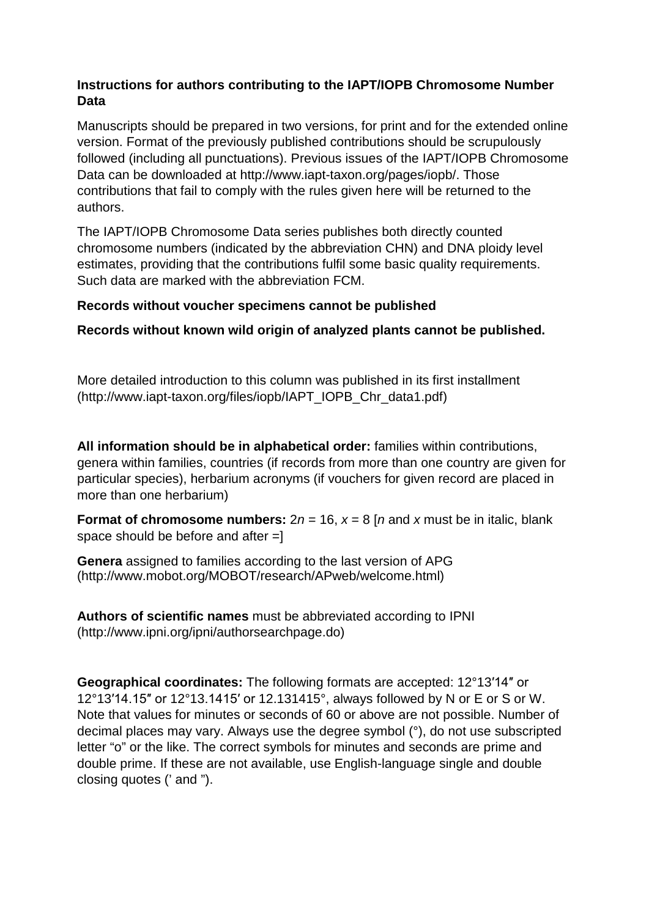**Instructions for authors contributing to the IAPT/IOPB Chromosome Number Data**

Manuscripts should be prepared in two versions, for print and for the extended online version. Format of the previously published contributions should be scrupulously followed (including all punctuations). Previous issues of the IAPT/IOPB Chromosome Data can be downloaded at http://www.iapt-taxon.org/pages/iopb/. Those contributions that fail to comply with the rules given here will be returned to the authors.

The IAPT/IOPB Chromosome Data series publishes both directly counted chromosome numbers (indicated by the abbreviation CHN) and DNA ploidy level estimates, providing that the contributions fulfil some basic quality requirements. Such data are marked with the abbreviation FCM.

**Records without voucher specimens cannot be published**

**Records without known wild origin of analyzed plants cannot be published.**

More detailed introduction to this column was published in its first installment (http://www.iapt-taxon.org/files/iopb/IAPT_IOPB_Chr_data1.pdf)

**All information should be in alphabetical order:** families within contributions, genera within families, countries (if records from more than one country are given for particular species), herbarium acronyms (if vouchers for given record are placed in more than one herbarium)

**Format of chromosome numbers:** $2n = 16$, $x = 8$ [*n* and *x* must be in italic, blank space should be before and after =]

**Genera** assigned to families according to the last version of APG (http://www.mobot.org/MOBOT/research/APweb/welcome.html)

**Authors of scientific names** must be abbreviated according to IPNI (http://www.ipni.org/ipni/authorsearchpage.do)

**Geographical coordinates:** The following formats are accepted: 12°13′14″ or 12°13′14.15″ or 12°13.1415′ or 12.131415°, always followed by N or E or S or W. Note that values for minutes or seconds of 60 or above are not possible. Number of decimal places may vary. Always use the degree symbol (°), do not use subscripted letter "o" or the like. The correct symbols for minutes and seconds are prime and double prime. If these are not available, use English-language single and double closing quotes (' and ").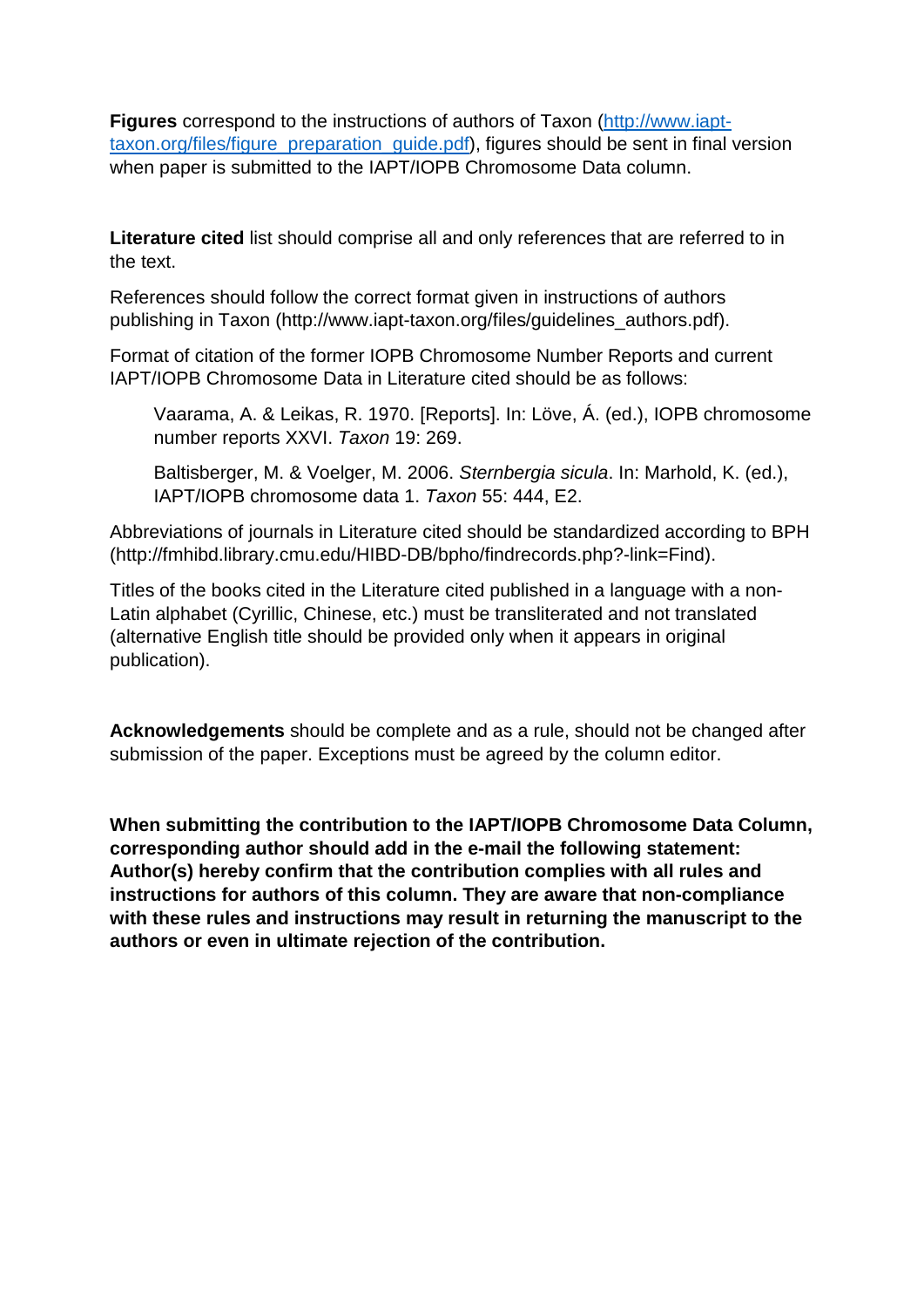**Figures** correspond to the instructions of authors of Taxon ([http://www.iapt-taxon.org/files/figure_preparation_guide.pdf](http://www.iapt-taxon.org/files/figure_preparation_guide.pdf)), figures should be sent in final version when paper is submitted to the IAPT/IOPB Chromosome Data column.

**Literature cited** list should comprise all and only references that are referred to in the text.

References should follow the correct format given in instructions of authors publishing in Taxon (http://www.iapt-taxon.org/files/guidelines_authors.pdf).

Format of citation of the former IOPB Chromosome Number Reports and current IAPT/IOPB Chromosome Data in Literature cited should be as follows:

> Vaarama, A. & Leikas, R. 1970. [Reports]. In: Löve, Á. (ed.), IOPB chromosome number reports XXVI. *Taxon* 19: 269.
>
> Baltisberger, M. & Voelger, M. 2006. *Sternbergia sicula*. In: Marhold, K. (ed.), IAPT/IOPB chromosome data 1. *Taxon* 55: 444, E2.

Abbreviations of journals in Literature cited should be standardized according to BPH (http://fmhibd.library.cmu.edu/HIBD-DB/bpho/findrecords.php?-link=Find).

Titles of the books cited in the Literature cited published in a language with a non-Latin alphabet (Cyrillic, Chinese, etc.) must be transliterated and not translated (alternative English title should be provided only when it appears in original publication).

**Acknowledgements** should be complete and as a rule, should not be changed after submission of the paper. Exceptions must be agreed by the column editor.

**When submitting the contribution to the IAPT/IOPB Chromosome Data Column, corresponding author should add in the e-mail the following statement: Author(s) hereby confirm that the contribution complies with all rules and instructions for authors of this column. They are aware that non-compliance with these rules and instructions may result in returning the manuscript to the authors or even in ultimate rejection of the contribution.**